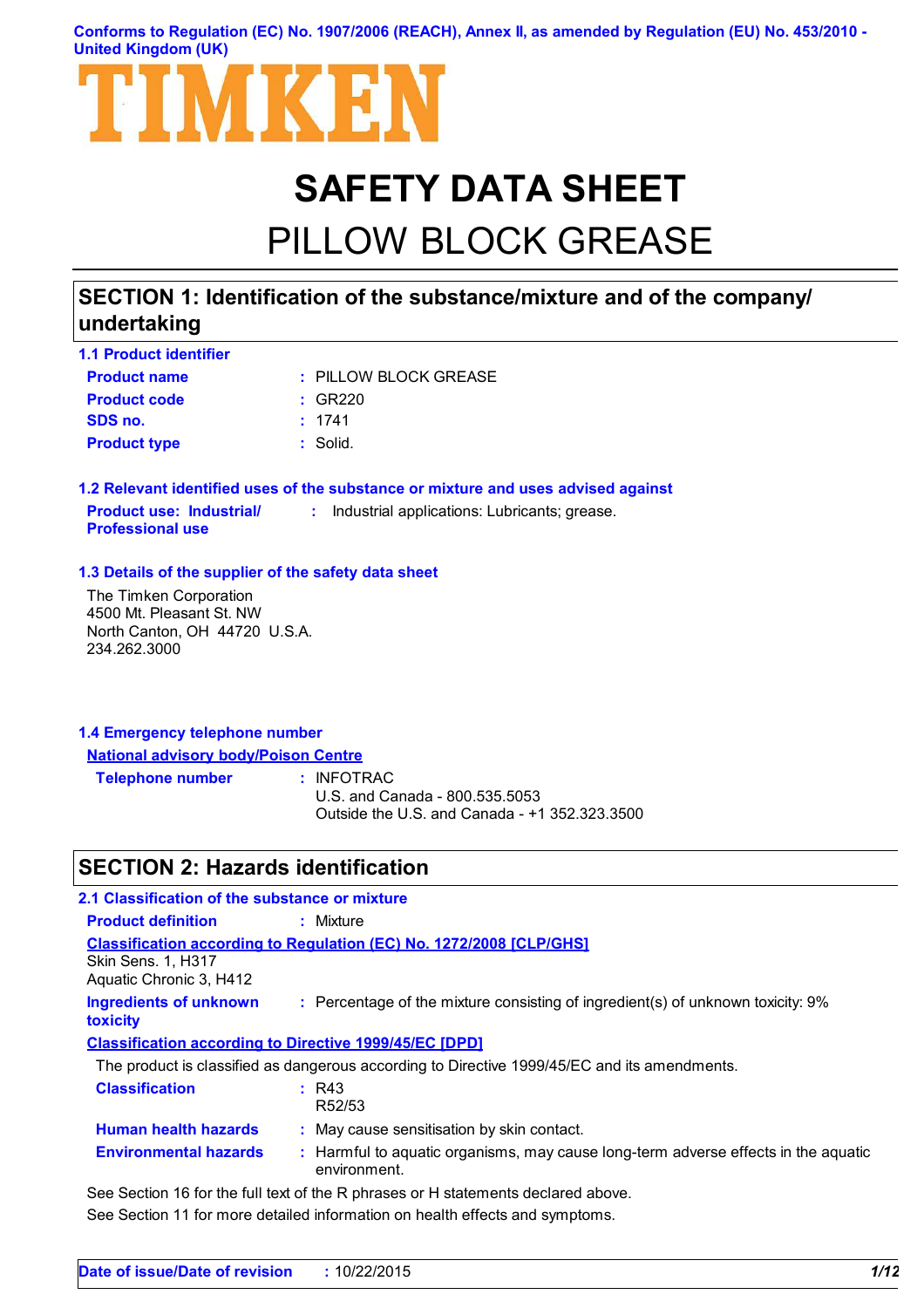Conforms to Regulation (EC) No. 1907/2006 (REACH), Annex II, as amended by Regulation (EU) No. 453/2010 - United Kingdom (UK)

TIMKEN

# SAFETY DATA SHEET

# PILLOW BLOCK GREASE

## SECTION 1: Identification of the substance/mixture and of the company/ undertaking

### 1.1 Product identifier

| | | |
|---|---|---|
| **Product name** | : | PILLOW BLOCK GREASE |
| **Product code** | : | GR220 |
| **SDS no.** | : | 1741 |
| **Product type** | : | Solid. |

### 1.2 Relevant identified uses of the substance or mixture and uses advised against

| | | |
|---|---|---|
| **Product use: Industrial/ Professional use** | : | Industrial applications: Lubricants; grease. |

### 1.3 Details of the supplier of the safety data sheet

The Timken Corporation
4500 Mt. Pleasant St. NW
North Canton, OH 44720 U.S.A.
234.262.3000

### 1.4 Emergency telephone number

**National advisory body/Poison Centre**

| | | |
|---|---|---|
| **Telephone number** | : | INFOTRAC<br>U.S. and Canada - 800.535.5053<br>Outside the U.S. and Canada - +1 352.323.3500 |

## SECTION 2: Hazards identification

### 2.1 Classification of the substance or mixture

| | | |
|---|---|---|
| **Product definition** | : | Mixture |

**Classification according to Regulation (EC) No. 1272/2008 [CLP/GHS]**

Skin Sens. 1, H317
Aquatic Chronic 3, H412

| | | |
|---|---|---|
| **Ingredients of unknown toxicity** | : | Percentage of the mixture consisting of ingredient(s) of unknown toxicity: 9% |

**Classification according to Directive 1999/45/EC [DPD]**

The product is classified as dangerous according to Directive 1999/45/EC and its amendments.

| | | |
|---|---|---|
| **Classification** | : | R43<br>R52/53 |
| **Human health hazards** | : | May cause sensitisation by skin contact. |
| **Environmental hazards** | : | Harmful to aquatic organisms, may cause long-term adverse effects in the aquatic environment. |

See Section 16 for the full text of the R phrases or H statements declared above.

See Section 11 for more detailed information on health effects and symptoms.

**Date of issue/Date of revision** : 10/22/2015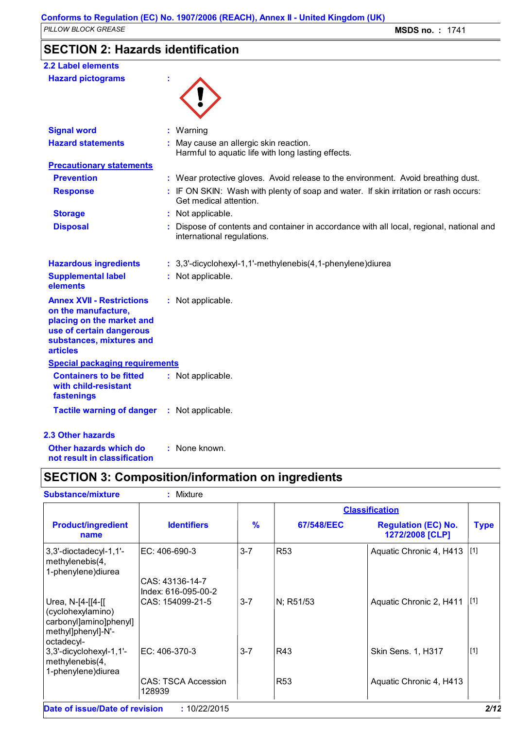## SECTION 2: Hazards identification

### 2.2 Label elements

**Hazard pictograms** :

**Signal word** : Warning

**Hazard statements** : May cause an allergic skin reaction.
Harmful to aquatic life with long lasting effects.

**Precautionary statements**

**Prevention** : Wear protective gloves. Avoid release to the environment. Avoid breathing dust.

**Response** : IF ON SKIN: Wash with plenty of soap and water. If skin irritation or rash occurs: Get medical attention.

**Storage** : Not applicable.

**Disposal** : Dispose of contents and container in accordance with all local, regional, national and international regulations.

**Hazardous ingredients** : 3,3'-dicyclohexyl-1,1'-methylenebis(4,1-phenylene)diurea

**Supplemental label elements** : Not applicable.

**Annex XVII - Restrictions on the manufacture, placing on the market and use of certain dangerous substances, mixtures and articles** : Not applicable.

**Special packaging requirements**

**Containers to be fitted with child-resistant fastenings** : Not applicable.

**Tactile warning of danger** : Not applicable.

### 2.3 Other hazards

**Other hazards which do not result in classification** : None known.

## SECTION 3: Composition/information on ingredients

**Substance/mixture** : Mixture

| Product/ingredient name | Identifiers | % | Classification 67/548/EEC | Classification Regulation (EC) No. 1272/2008 [CLP] | Type |
|---|---|---|---|---|---|
| 3,3'-dioctadecyl-1,1'-methylenebis(4,1-phenylene)diurea | EC: 406-690-3<br>CAS: 43136-14-7<br>Index: 616-095-00-2 | 3-7 | R53 | Aquatic Chronic 4, H413 | [1] |
| Urea, N-[4-[[4-[[(cyclohexylamino)carbonyl]amino]phenyl]methyl]phenyl]-N'-octadecyl- | CAS: 154099-21-5 | 3-7 | N; R51/53 | Aquatic Chronic 2, H411 | [1] |
| 3,3'-dicyclohexyl-1,1'-methylenebis(4,1-phenylene)diurea | EC: 406-370-3<br>CAS: TSCA Accession 128939 | 3-7 | R43<br>R53 | Skin Sens. 1, H317<br>Aquatic Chronic 4, H413 | [1] |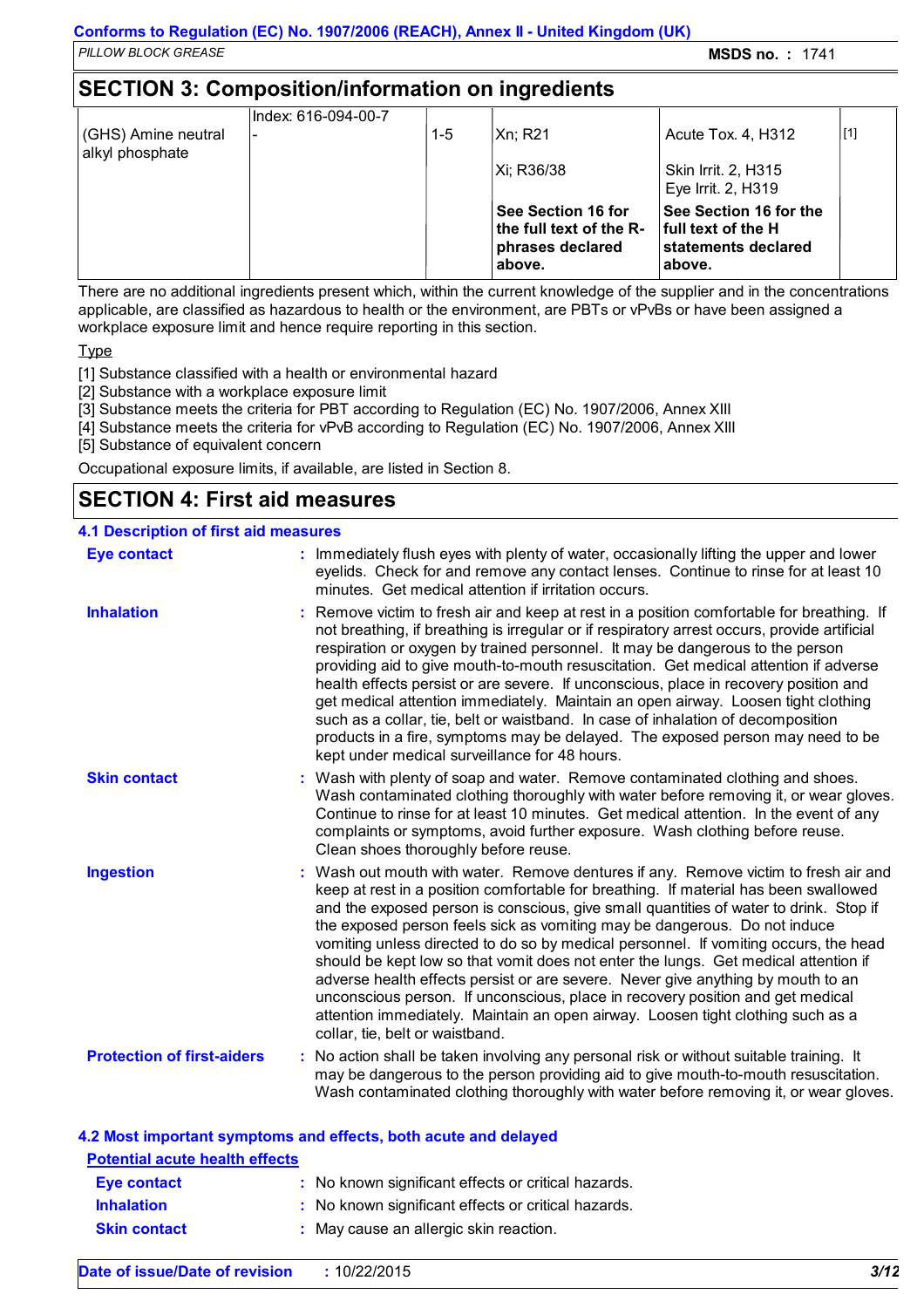## SECTION 3: Composition/information on ingredients

| | | | | | |
|---|---|---|---|---|---|
| | Index: 616-094-00-7 | | | | |
| (GHS) Amine neutral alkyl phosphate | - | 1-5 | Xn; R21 | Acute Tox. 4, H312 | [1] |
| | | | Xi; R36/38 | Skin Irrit. 2, H315<br>Eye Irrit. 2, H319 | |
| | | | **See Section 16 for the full text of the R-phrases declared above.** | **See Section 16 for the full text of the H statements declared above.** | |

There are no additional ingredients present which, within the current knowledge of the supplier and in the concentrations applicable, are classified as hazardous to health or the environment, are PBTs or vPvBs or have been assigned a workplace exposure limit and hence require reporting in this section.

Type

[1] Substance classified with a health or environmental hazard
[2] Substance with a workplace exposure limit
[3] Substance meets the criteria for PBT according to Regulation (EC) No. 1907/2006, Annex XIII
[4] Substance meets the criteria for vPvB according to Regulation (EC) No. 1907/2006, Annex XIII
[5] Substance of equivalent concern

Occupational exposure limits, if available, are listed in Section 8.

## SECTION 4: First aid measures

### 4.1 Description of first aid measures

**Eye contact** : Immediately flush eyes with plenty of water, occasionally lifting the upper and lower eyelids. Check for and remove any contact lenses. Continue to rinse for at least 10 minutes. Get medical attention if irritation occurs.

**Inhalation** : Remove victim to fresh air and keep at rest in a position comfortable for breathing. If not breathing, if breathing is irregular or if respiratory arrest occurs, provide artificial respiration or oxygen by trained personnel. It may be dangerous to the person providing aid to give mouth-to-mouth resuscitation. Get medical attention if adverse health effects persist or are severe. If unconscious, place in recovery position and get medical attention immediately. Maintain an open airway. Loosen tight clothing such as a collar, tie, belt or waistband. In case of inhalation of decomposition products in a fire, symptoms may be delayed. The exposed person may need to be kept under medical surveillance for 48 hours.

**Skin contact** : Wash with plenty of soap and water. Remove contaminated clothing and shoes. Wash contaminated clothing thoroughly with water before removing it, or wear gloves. Continue to rinse for at least 10 minutes. Get medical attention. In the event of any complaints or symptoms, avoid further exposure. Wash clothing before reuse. Clean shoes thoroughly before reuse.

**Ingestion** : Wash out mouth with water. Remove dentures if any. Remove victim to fresh air and keep at rest in a position comfortable for breathing. If material has been swallowed and the exposed person is conscious, give small quantities of water to drink. Stop if the exposed person feels sick as vomiting may be dangerous. Do not induce vomiting unless directed to do so by medical personnel. If vomiting occurs, the head should be kept low so that vomit does not enter the lungs. Get medical attention if adverse health effects persist or are severe. Never give anything by mouth to an unconscious person. If unconscious, place in recovery position and get medical attention immediately. Maintain an open airway. Loosen tight clothing such as a collar, tie, belt or waistband.

**Protection of first-aiders** : No action shall be taken involving any personal risk or without suitable training. It may be dangerous to the person providing aid to give mouth-to-mouth resuscitation. Wash contaminated clothing thoroughly with water before removing it, or wear gloves.

### 4.2 Most important symptoms and effects, both acute and delayed

**Potential acute health effects**

**Eye contact** : No known significant effects or critical hazards.

**Inhalation** : No known significant effects or critical hazards.

**Skin contact** : May cause an allergic skin reaction.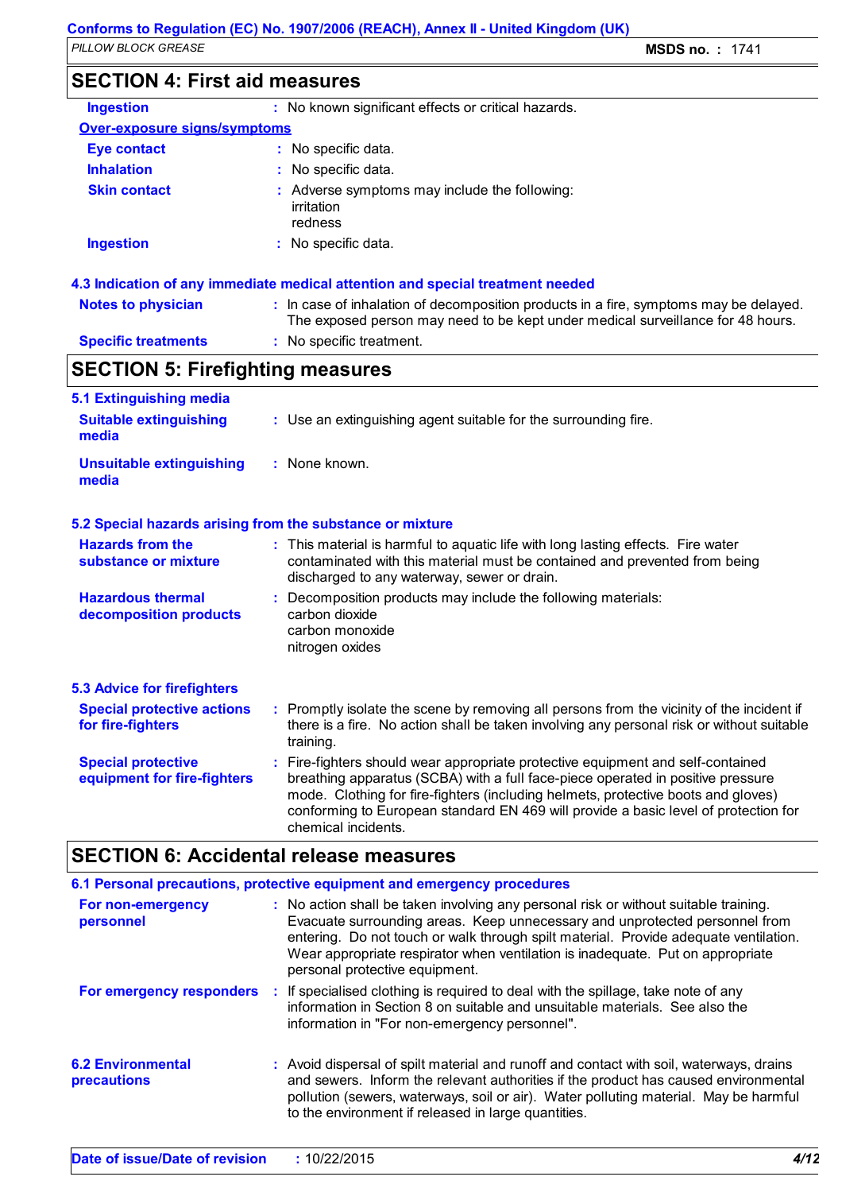## SECTION 4: First aid measures

| | |
|---|---|
| **Ingestion** | : No known significant effects or critical hazards. |

**Over-exposure signs/symptoms**

| | |
|---|---|
| **Eye contact** | : No specific data. |
| **Inhalation** | : No specific data. |
| **Skin contact** | : Adverse symptoms may include the following: irritation redness |
| **Ingestion** | : No specific data. |

### 4.3 Indication of any immediate medical attention and special treatment needed

| | |
|---|---|
| **Notes to physician** | : In case of inhalation of decomposition products in a fire, symptoms may be delayed. The exposed person may need to be kept under medical surveillance for 48 hours. |
| **Specific treatments** | : No specific treatment. |

## SECTION 5: Firefighting measures

### 5.1 Extinguishing media

| | |
|---|---|
| **Suitable extinguishing media** | : Use an extinguishing agent suitable for the surrounding fire. |
| **Unsuitable extinguishing media** | : None known. |

### 5.2 Special hazards arising from the substance or mixture

| | |
|---|---|
| **Hazards from the substance or mixture** | : This material is harmful to aquatic life with long lasting effects. Fire water contaminated with this material must be contained and prevented from being discharged to any waterway, sewer or drain. |
| **Hazardous thermal decomposition products** | : Decomposition products may include the following materials: carbon dioxide carbon monoxide nitrogen oxides |

### 5.3 Advice for firefighters

| | |
|---|---|
| **Special protective actions for fire-fighters** | : Promptly isolate the scene by removing all persons from the vicinity of the incident if there is a fire. No action shall be taken involving any personal risk or without suitable training. |
| **Special protective equipment for fire-fighters** | : Fire-fighters should wear appropriate protective equipment and self-contained breathing apparatus (SCBA) with a full face-piece operated in positive pressure mode. Clothing for fire-fighters (including helmets, protective boots and gloves) conforming to European standard EN 469 will provide a basic level of protection for chemical incidents. |

## SECTION 6: Accidental release measures

### 6.1 Personal precautions, protective equipment and emergency procedures

| | |
|---|---|
| **For non-emergency personnel** | : No action shall be taken involving any personal risk or without suitable training. Evacuate surrounding areas. Keep unnecessary and unprotected personnel from entering. Do not touch or walk through spilt material. Provide adequate ventilation. Wear appropriate respirator when ventilation is inadequate. Put on appropriate personal protective equipment. |
| **For emergency responders** | : If specialised clothing is required to deal with the spillage, take note of any information in Section 8 on suitable and unsuitable materials. See also the information in "For non-emergency personnel". |

| | |
|---|---|
| **6.2 Environmental precautions** | : Avoid dispersal of spilt material and runoff and contact with soil, waterways, drains and sewers. Inform the relevant authorities if the product has caused environmental pollution (sewers, waterways, soil or air). Water polluting material. May be harmful to the environment if released in large quantities. |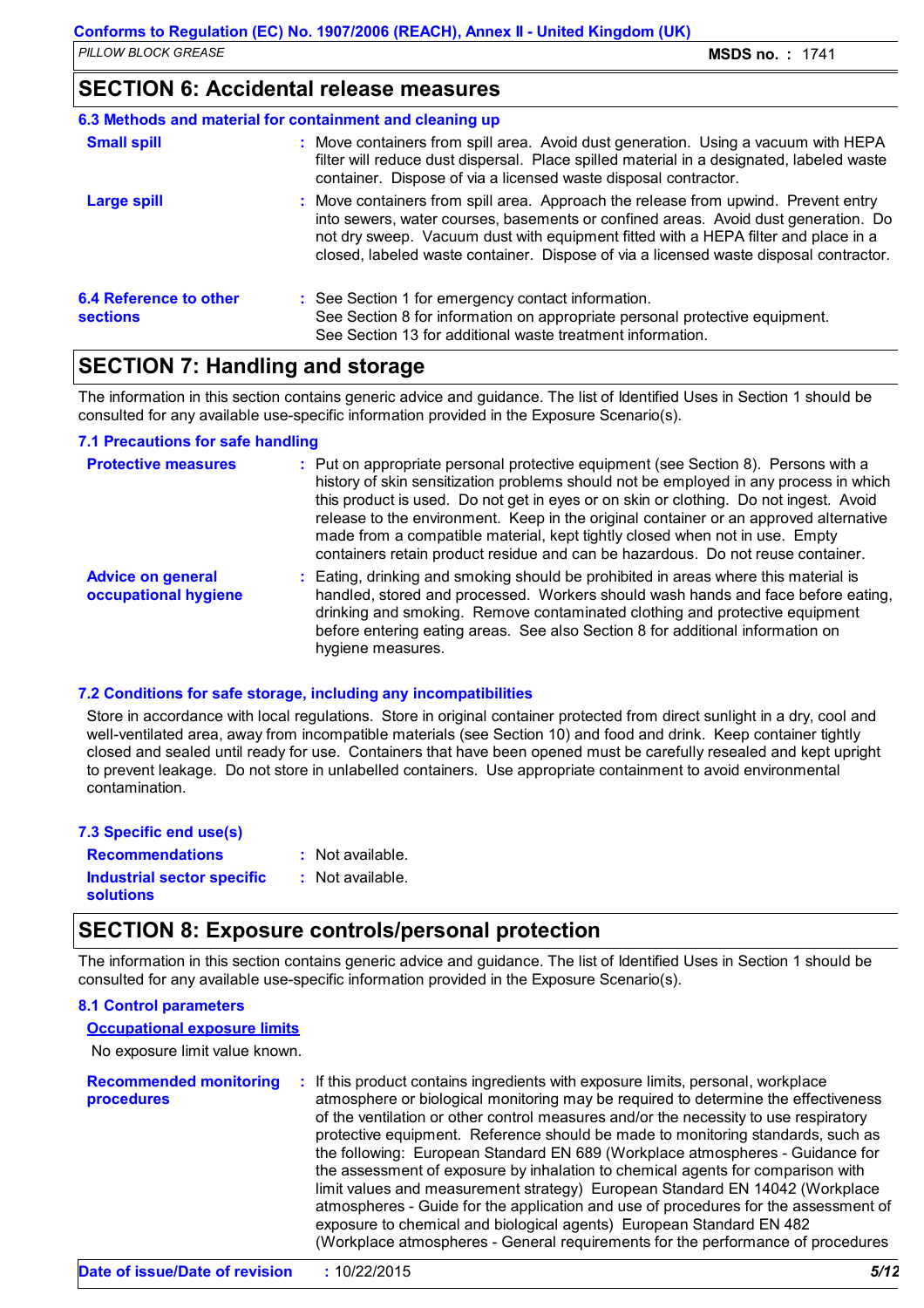## SECTION 6: Accidental release measures

### 6.3 Methods and material for containment and cleaning up

**Small spill** : Move containers from spill area. Avoid dust generation. Using a vacuum with HEPA filter will reduce dust dispersal. Place spilled material in a designated, labeled waste container. Dispose of via a licensed waste disposal contractor.

**Large spill** : Move containers from spill area. Approach the release from upwind. Prevent entry into sewers, water courses, basements or confined areas. Avoid dust generation. Do not dry sweep. Vacuum dust with equipment fitted with a HEPA filter and place in a closed, labeled waste container. Dispose of via a licensed waste disposal contractor.

**6.4 Reference to other sections** : See Section 1 for emergency contact information.
See Section 8 for information on appropriate personal protective equipment.
See Section 13 for additional waste treatment information.

## SECTION 7: Handling and storage

The information in this section contains generic advice and guidance. The list of Identified Uses in Section 1 should be consulted for any available use-specific information provided in the Exposure Scenario(s).

### 7.1 Precautions for safe handling

**Protective measures** : Put on appropriate personal protective equipment (see Section 8). Persons with a history of skin sensitization problems should not be employed in any process in which this product is used. Do not get in eyes or on skin or clothing. Do not ingest. Avoid release to the environment. Keep in the original container or an approved alternative made from a compatible material, kept tightly closed when not in use. Empty containers retain product residue and can be hazardous. Do not reuse container.

**Advice on general occupational hygiene** : Eating, drinking and smoking should be prohibited in areas where this material is handled, stored and processed. Workers should wash hands and face before eating, drinking and smoking. Remove contaminated clothing and protective equipment before entering eating areas. See also Section 8 for additional information on hygiene measures.

### 7.2 Conditions for safe storage, including any incompatibilities

Store in accordance with local regulations. Store in original container protected from direct sunlight in a dry, cool and well-ventilated area, away from incompatible materials (see Section 10) and food and drink. Keep container tightly closed and sealed until ready for use. Containers that have been opened must be carefully resealed and kept upright to prevent leakage. Do not store in unlabelled containers. Use appropriate containment to avoid environmental contamination.

### 7.3 Specific end use(s)

**Recommendations** : Not available.

**Industrial sector specific solutions** : Not available.

## SECTION 8: Exposure controls/personal protection

The information in this section contains generic advice and guidance. The list of Identified Uses in Section 1 should be consulted for any available use-specific information provided in the Exposure Scenario(s).

### 8.1 Control parameters

**Occupational exposure limits**

No exposure limit value known.

**Recommended monitoring procedures** : If this product contains ingredients with exposure limits, personal, workplace atmosphere or biological monitoring may be required to determine the effectiveness of the ventilation or other control measures and/or the necessity to use respiratory protective equipment. Reference should be made to monitoring standards, such as the following: European Standard EN 689 (Workplace atmospheres - Guidance for the assessment of exposure by inhalation to chemical agents for comparison with limit values and measurement strategy) European Standard EN 14042 (Workplace atmospheres - Guide for the application and use of procedures for the assessment of exposure to chemical and biological agents) European Standard EN 482 (Workplace atmospheres - General requirements for the performance of procedures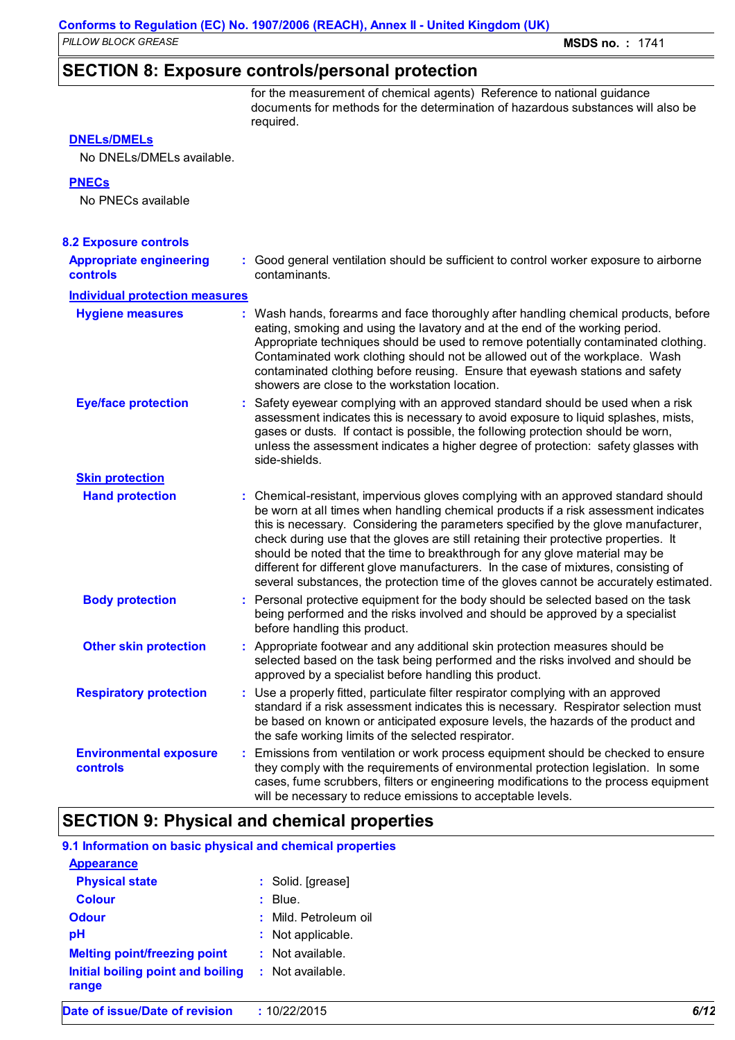## SECTION 8: Exposure controls/personal protection

for the measurement of chemical agents) Reference to national guidance documents for methods for the determination of hazardous substances will also be required.

**DNELs/DMELs**

No DNELs/DMELs available.

**PNECs**

No PNECs available

### 8.2 Exposure controls

**Appropriate engineering controls** : Good general ventilation should be sufficient to control worker exposure to airborne contaminants.

**Individual protection measures**

**Hygiene measures** : Wash hands, forearms and face thoroughly after handling chemical products, before eating, smoking and using the lavatory and at the end of the working period. Appropriate techniques should be used to remove potentially contaminated clothing. Contaminated work clothing should not be allowed out of the workplace. Wash contaminated clothing before reusing. Ensure that eyewash stations and safety showers are close to the workstation location.

**Eye/face protection** : Safety eyewear complying with an approved standard should be used when a risk assessment indicates this is necessary to avoid exposure to liquid splashes, mists, gases or dusts. If contact is possible, the following protection should be worn, unless the assessment indicates a higher degree of protection: safety glasses with side-shields.

**Skin protection**

**Hand protection** : Chemical-resistant, impervious gloves complying with an approved standard should be worn at all times when handling chemical products if a risk assessment indicates this is necessary. Considering the parameters specified by the glove manufacturer, check during use that the gloves are still retaining their protective properties. It should be noted that the time to breakthrough for any glove material may be different for different glove manufacturers. In the case of mixtures, consisting of several substances, the protection time of the gloves cannot be accurately estimated.

**Body protection** : Personal protective equipment for the body should be selected based on the task being performed and the risks involved and should be approved by a specialist before handling this product.

**Other skin protection** : Appropriate footwear and any additional skin protection measures should be selected based on the task being performed and the risks involved and should be approved by a specialist before handling this product.

**Respiratory protection** : Use a properly fitted, particulate filter respirator complying with an approved standard if a risk assessment indicates this is necessary. Respirator selection must be based on known or anticipated exposure levels, the hazards of the product and the safe working limits of the selected respirator.

**Environmental exposure controls** : Emissions from ventilation or work process equipment should be checked to ensure they comply with the requirements of environmental protection legislation. In some cases, fume scrubbers, filters or engineering modifications to the process equipment will be necessary to reduce emissions to acceptable levels.

## SECTION 9: Physical and chemical properties

### 9.1 Information on basic physical and chemical properties

**Appearance**

**Physical state** : Solid. [grease]

**Colour** : Blue.

**Odour** : Mild. Petroleum oil

**pH** : Not applicable.

**Melting point/freezing point** : Not available.

**Initial boiling point and boiling range** : Not available.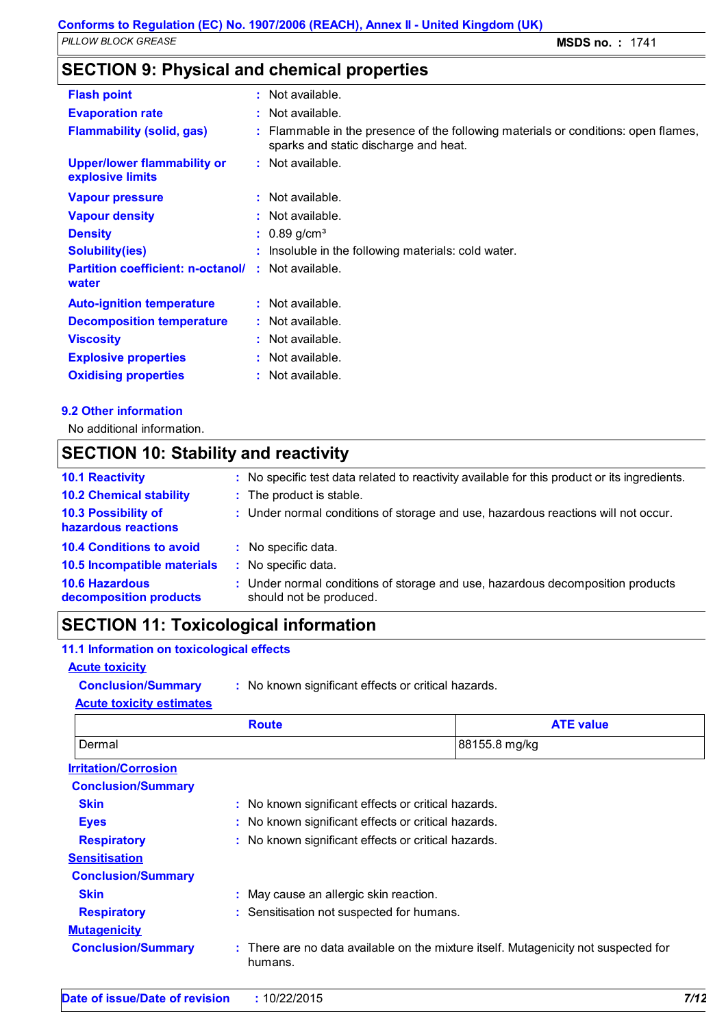## SECTION 9: Physical and chemical properties

**Flash point** : Not available.

**Evaporation rate** : Not available.

**Flammability (solid, gas)** : Flammable in the presence of the following materials or conditions: open flames, sparks and static discharge and heat.

**Upper/lower flammability or explosive limits** : Not available.

**Vapour pressure** : Not available.

**Vapour density** : Not available.

**Density** : 0.89 g/cm$^3$

**Solubility(ies)** : Insoluble in the following materials: cold water.

**Partition coefficient: n-octanol/ water** : Not available.

**Auto-ignition temperature** : Not available.

**Decomposition temperature** : Not available.

**Viscosity** : Not available.

**Explosive properties** : Not available.

**Oxidising properties** : Not available.

### 9.2 Other information

No additional information.

## SECTION 10: Stability and reactivity

**10.1 Reactivity** : No specific test data related to reactivity available for this product or its ingredients.

**10.2 Chemical stability** : The product is stable.

**10.3 Possibility of hazardous reactions** : Under normal conditions of storage and use, hazardous reactions will not occur.

**10.4 Conditions to avoid** : No specific data.

**10.5 Incompatible materials** : No specific data.

**10.6 Hazardous decomposition products** : Under normal conditions of storage and use, hazardous decomposition products should not be produced.

## SECTION 11: Toxicological information

### 11.1 Information on toxicological effects

**Acute toxicity**

**Conclusion/Summary** : No known significant effects or critical hazards.

**Acute toxicity estimates**

| Route | ATE value |
|---|---|
| Dermal | 88155.8 mg/kg |

**Irritation/Corrosion**

**Conclusion/Summary**

**Skin** : No known significant effects or critical hazards.

**Eyes** : No known significant effects or critical hazards.

**Respiratory** : No known significant effects or critical hazards.

**Sensitisation**

**Conclusion/Summary**

**Skin** : May cause an allergic skin reaction.

**Respiratory** : Sensitisation not suspected for humans.

**Mutagenicity**

**Conclusion/Summary** : There are no data available on the mixture itself. Mutagenicity not suspected for humans.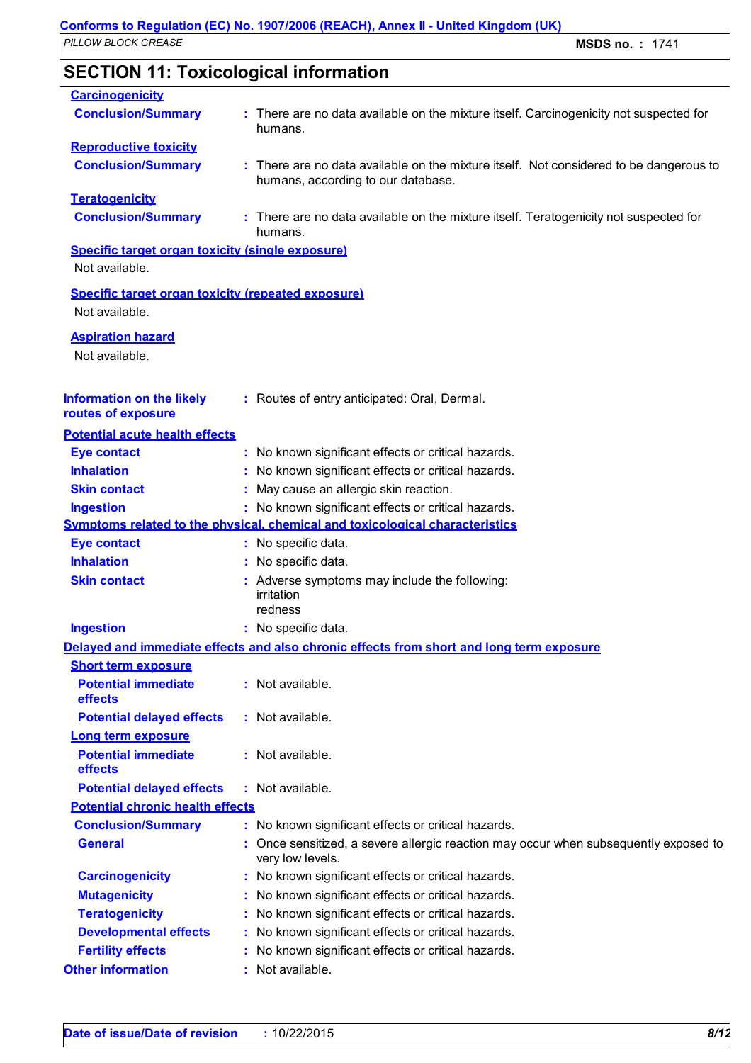## SECTION 11: Toxicological information

### Carcinogenicity

**Conclusion/Summary** : There are no data available on the mixture itself. Carcinogenicity not suspected for humans.

### Reproductive toxicity

**Conclusion/Summary** : There are no data available on the mixture itself. Not considered to be dangerous to humans, according to our database.

### Teratogenicity

**Conclusion/Summary** : There are no data available on the mixture itself. Teratogenicity not suspected for humans.

### Specific target organ toxicity (single exposure)

Not available.

### Specific target organ toxicity (repeated exposure)

Not available.

### Aspiration hazard

Not available.

**Information on the likely routes of exposure** : Routes of entry anticipated: Oral, Dermal.

### Potential acute health effects

**Eye contact** : No known significant effects or critical hazards.

**Inhalation** : No known significant effects or critical hazards.

**Skin contact** : May cause an allergic skin reaction.

**Ingestion** : No known significant effects or critical hazards.

### Symptoms related to the physical, chemical and toxicological characteristics

**Eye contact** : No specific data.

**Inhalation** : No specific data.

**Skin contact** : Adverse symptoms may include the following:
irritation
redness

**Ingestion** : No specific data.

### Delayed and immediate effects and also chronic effects from short and long term exposure

#### Short term exposure

**Potential immediate effects** : Not available.

**Potential delayed effects** : Not available.

#### Long term exposure

**Potential immediate effects** : Not available.

**Potential delayed effects** : Not available.

#### Potential chronic health effects

**Conclusion/Summary** : No known significant effects or critical hazards.

**General** : Once sensitized, a severe allergic reaction may occur when subsequently exposed to very low levels.

**Carcinogenicity** : No known significant effects or critical hazards.

**Mutagenicity** : No known significant effects or critical hazards.

**Teratogenicity** : No known significant effects or critical hazards.

**Developmental effects** : No known significant effects or critical hazards.

**Fertility effects** : No known significant effects or critical hazards.

**Other information** : Not available.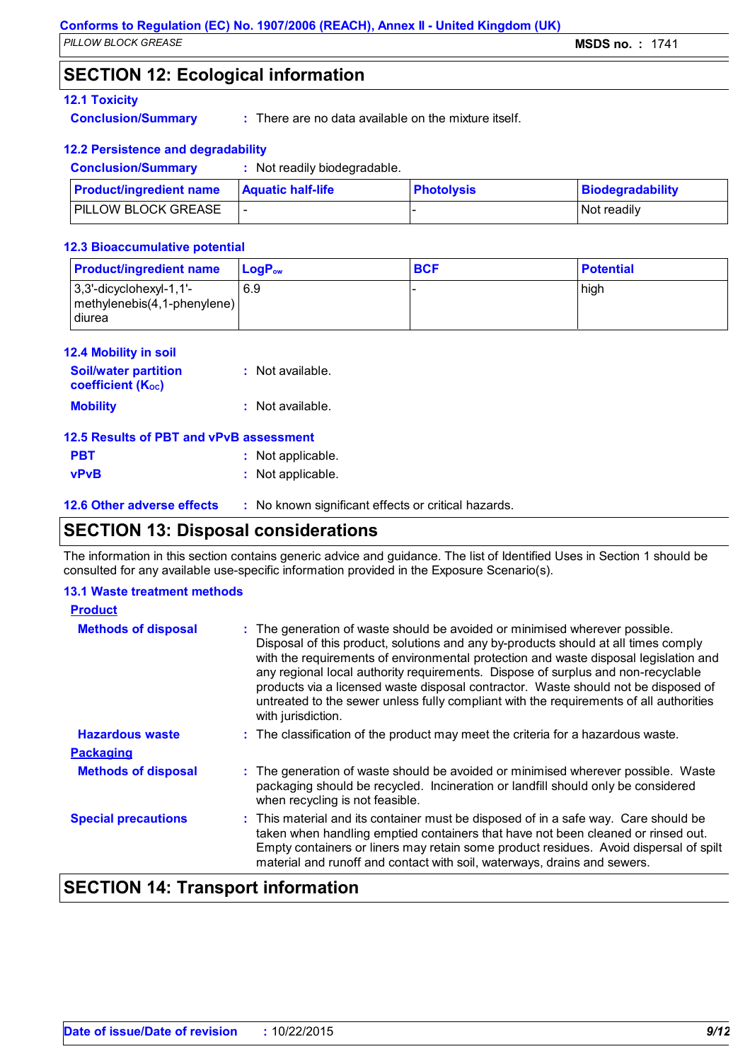## SECTION 12: Ecological information

### 12.1 Toxicity

**Conclusion/Summary** : There are no data available on the mixture itself.

### 12.2 Persistence and degradability

**Conclusion/Summary** : Not readily biodegradable.

| Product/ingredient name | Aquatic half-life | Photolysis | Biodegradability |
|---|---|---|---|
| PILLOW BLOCK GREASE | - | - | Not readily |

### 12.3 Bioaccumulative potential

| Product/ingredient name | $LogP_{ow}$ | BCF | Potential |
|---|---|---|---|
| 3,3'-dicyclohexyl-1,1'-methylenebis(4,1-phenylene) diurea | 6.9 | - | high |

### 12.4 Mobility in soil

**Soil/water partition coefficient ($K_{OC}$)** : Not available.

**Mobility** : Not available.

### 12.5 Results of PBT and vPvB assessment

**PBT** : Not applicable.

**vPvB** : Not applicable.

### 12.6 Other adverse effects

: No known significant effects or critical hazards.

## SECTION 13: Disposal considerations

The information in this section contains generic advice and guidance. The list of Identified Uses in Section 1 should be consulted for any available use-specific information provided in the Exposure Scenario(s).

### 13.1 Waste treatment methods

**Product**

**Methods of disposal** : The generation of waste should be avoided or minimised wherever possible. Disposal of this product, solutions and any by-products should at all times comply with the requirements of environmental protection and waste disposal legislation and any regional local authority requirements. Dispose of surplus and non-recyclable products via a licensed waste disposal contractor. Waste should not be disposed of untreated to the sewer unless fully compliant with the requirements of all authorities with jurisdiction.

**Hazardous waste** : The classification of the product may meet the criteria for a hazardous waste.

**Packaging**

**Methods of disposal** : The generation of waste should be avoided or minimised wherever possible. Waste packaging should be recycled. Incineration or landfill should only be considered when recycling is not feasible.

**Special precautions** : This material and its container must be disposed of in a safe way. Care should be taken when handling emptied containers that have not been cleaned or rinsed out. Empty containers or liners may retain some product residues. Avoid dispersal of spilt material and runoff and contact with soil, waterways, drains and sewers.

## SECTION 14: Transport information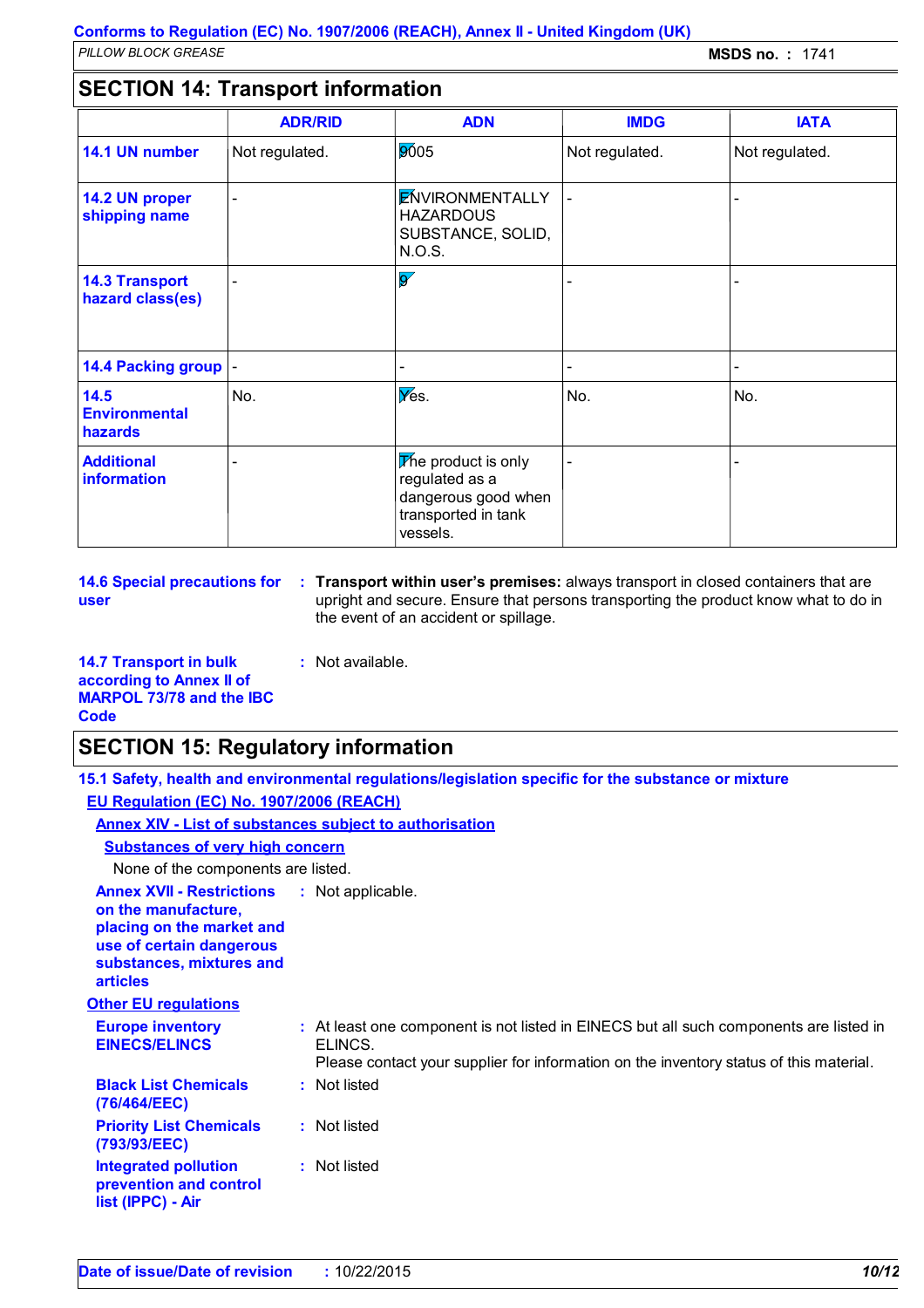## SECTION 14: Transport information

| | ADR/RID | ADN | IMDG | IATA |
|---|---|---|---|---|
| **14.1 UN number** | Not regulated. | 3005 | Not regulated. | Not regulated. |
| **14.2 UN proper shipping name** | - | ENVIRONMENTALLY HAZARDOUS SUBSTANCE, SOLID, N.O.S. | - | - |
| **14.3 Transport hazard class(es)** | - | 9 | - | - |
| **14.4 Packing group** | - | - | - | - |
| **14.5 Environmental hazards** | No. | Yes. | No. | No. |
| **Additional information** | - | The product is only regulated as a dangerous good when transported in tank vessels. | - | - |

**14.6 Special precautions for user** : **Transport within user's premises:** always transport in closed containers that are upright and secure. Ensure that persons transporting the product know what to do in the event of an accident or spillage.

**14.7 Transport in bulk according to Annex II of MARPOL 73/78 and the IBC Code** : Not available.

## SECTION 15: Regulatory information

### 15.1 Safety, health and environmental regulations/legislation specific for the substance or mixture

**EU Regulation (EC) No. 1907/2006 (REACH)**

**Annex XIV - List of substances subject to authorisation**

**Substances of very high concern**

None of the components are listed.

**Annex XVII - Restrictions on the manufacture, placing on the market and use of certain dangerous substances, mixtures and articles** : Not applicable.

**Other EU regulations**

**Europe inventory EINECS/ELINCS** : At least one component is not listed in EINECS but all such components are listed in ELINCS.
Please contact your supplier for information on the inventory status of this material.

**Black List Chemicals (76/464/EEC)** : Not listed

**Priority List Chemicals (793/93/EEC)** : Not listed

**Integrated pollution prevention and control list (IPPC) - Air** : Not listed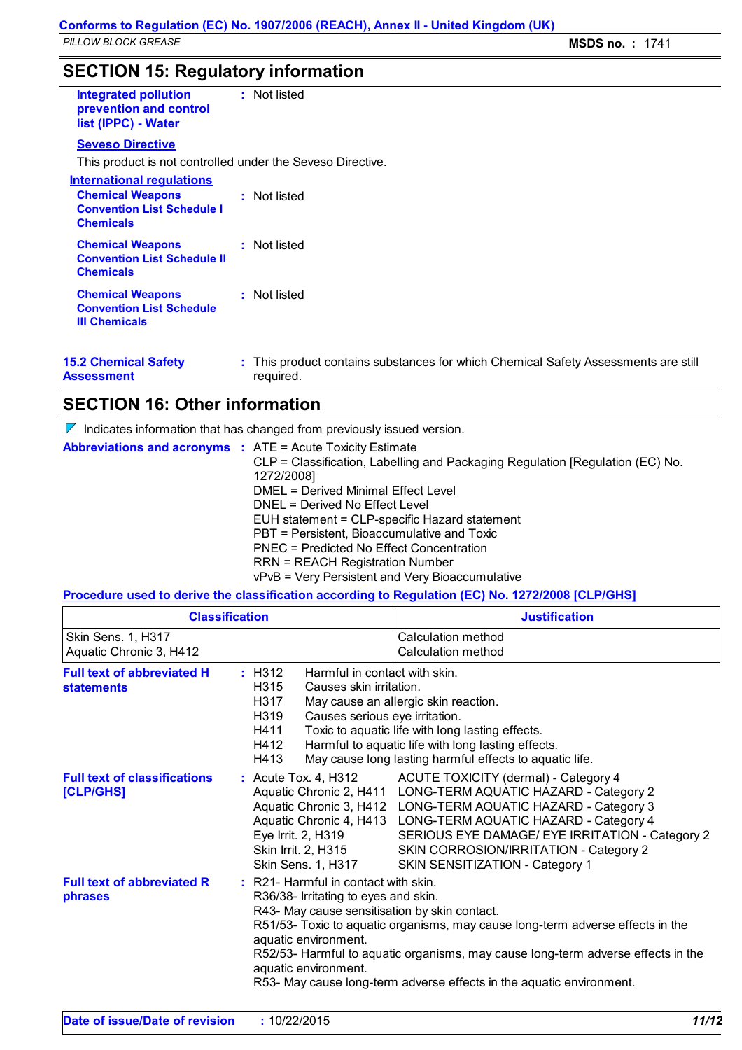## SECTION 15: Regulatory information

**Integrated pollution prevention and control list (IPPC) - Water** : Not listed

**Seveso Directive**

This product is not controlled under the Seveso Directive.

**International regulations**

**Chemical Weapons Convention List Schedule I Chemicals** : Not listed

**Chemical Weapons Convention List Schedule II Chemicals** : Not listed

**Chemical Weapons Convention List Schedule III Chemicals** : Not listed

**15.2 Chemical Safety Assessment** : This product contains substances for which Chemical Safety Assessments are still required.

## SECTION 16: Other information

Indicates information that has changed from previously issued version.

**Abbreviations and acronyms** :
ATE = Acute Toxicity Estimate
CLP = Classification, Labelling and Packaging Regulation [Regulation (EC) No. 1272/2008]
DMEL = Derived Minimal Effect Level
DNEL = Derived No Effect Level
EUH statement = CLP-specific Hazard statement
PBT = Persistent, Bioaccumulative and Toxic
PNEC = Predicted No Effect Concentration
RRN = REACH Registration Number
vPvB = Very Persistent and Very Bioaccumulative

**Procedure used to derive the classification according to Regulation (EC) No. 1272/2008 [CLP/GHS]**

| Classification | Justification |
|---|---|
| Skin Sens. 1, H317<br>Aquatic Chronic 3, H412 | Calculation method<br>Calculation method |

**Full text of abbreviated H statements** :
H312 Harmful in contact with skin.
H315 Causes skin irritation.
H317 May cause an allergic skin reaction.
H319 Causes serious eye irritation.
H411 Toxic to aquatic life with long lasting effects.
H412 Harmful to aquatic life with long lasting effects.
H413 May cause long lasting harmful effects to aquatic life.

**Full text of classifications [CLP/GHS]** :
Acute Tox. 4, H312 ACUTE TOXICITY (dermal) - Category 4
Aquatic Chronic 2, H411 LONG-TERM AQUATIC HAZARD - Category 2
Aquatic Chronic 3, H412 LONG-TERM AQUATIC HAZARD - Category 3
Aquatic Chronic 4, H413 LONG-TERM AQUATIC HAZARD - Category 4
Eye Irrit. 2, H319 SERIOUS EYE DAMAGE/ EYE IRRITATION - Category 2
Skin Irrit. 2, H315 SKIN CORROSION/IRRITATION - Category 2
Skin Sens. 1, H317 SKIN SENSITIZATION - Category 1

**Full text of abbreviated R phrases** :
R21- Harmful in contact with skin.
R36/38- Irritating to eyes and skin.
R43- May cause sensitisation by skin contact.
R51/53- Toxic to aquatic organisms, may cause long-term adverse effects in the aquatic environment.
R52/53- Harmful to aquatic organisms, may cause long-term adverse effects in the aquatic environment.
R53- May cause long-term adverse effects in the aquatic environment.

**Date of issue/Date of revision** : 10/22/2015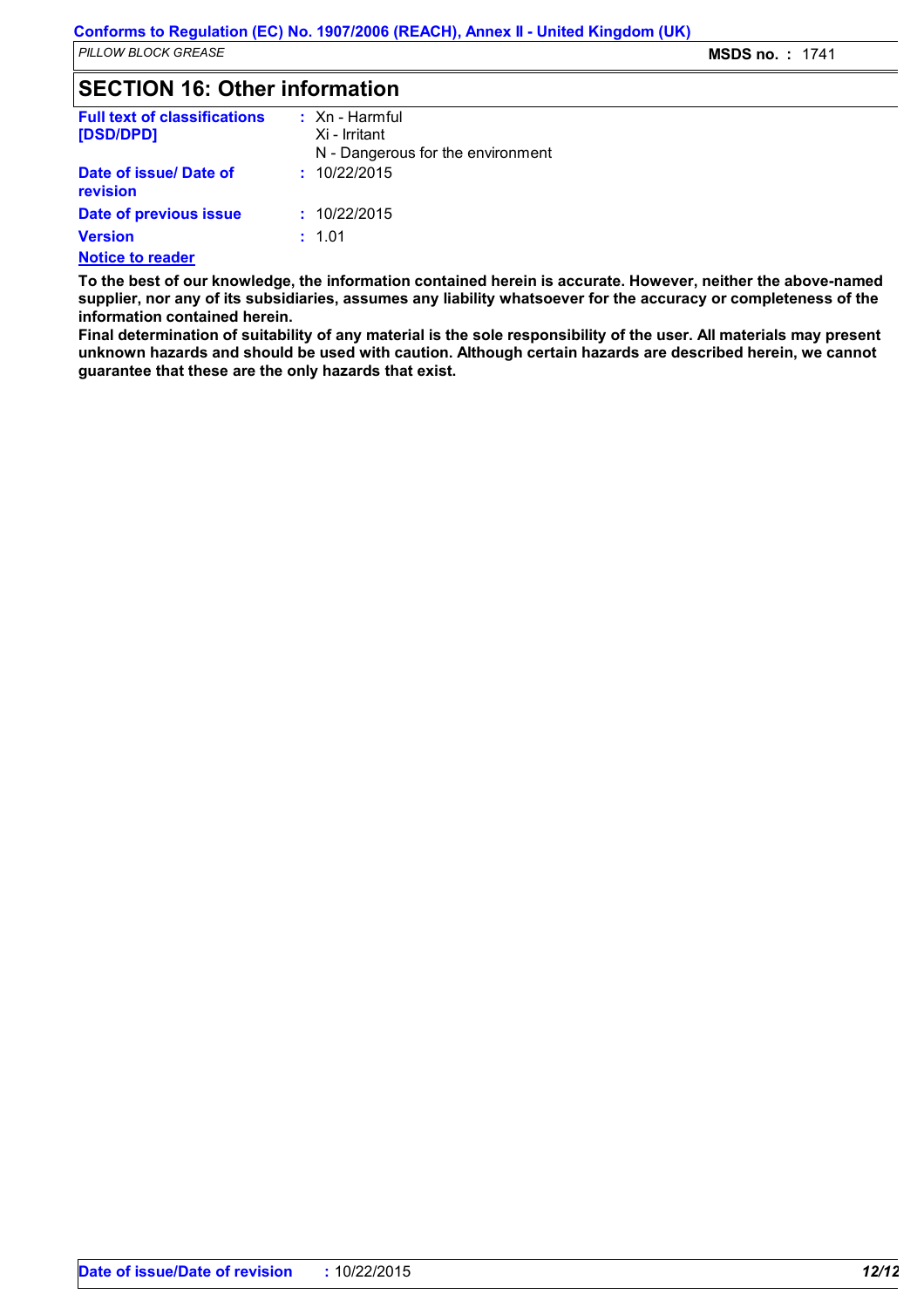## SECTION 16: Other information

| | |
|---|---|
| **Full text of classifications [DSD/DPD]** | : Xn - Harmful<br>Xi - Irritant<br>N - Dangerous for the environment |
| **Date of issue/ Date of revision** | : 10/22/2015 |
| **Date of previous issue** | : 10/22/2015 |
| **Version** | : 1.01 |

**Notice to reader**

**To the best of our knowledge, the information contained herein is accurate. However, neither the above-named supplier, nor any of its subsidiaries, assumes any liability whatsoever for the accuracy or completeness of the information contained herein.**

**Final determination of suitability of any material is the sole responsibility of the user. All materials may present unknown hazards and should be used with caution. Although certain hazards are described herein, we cannot guarantee that these are the only hazards that exist.**